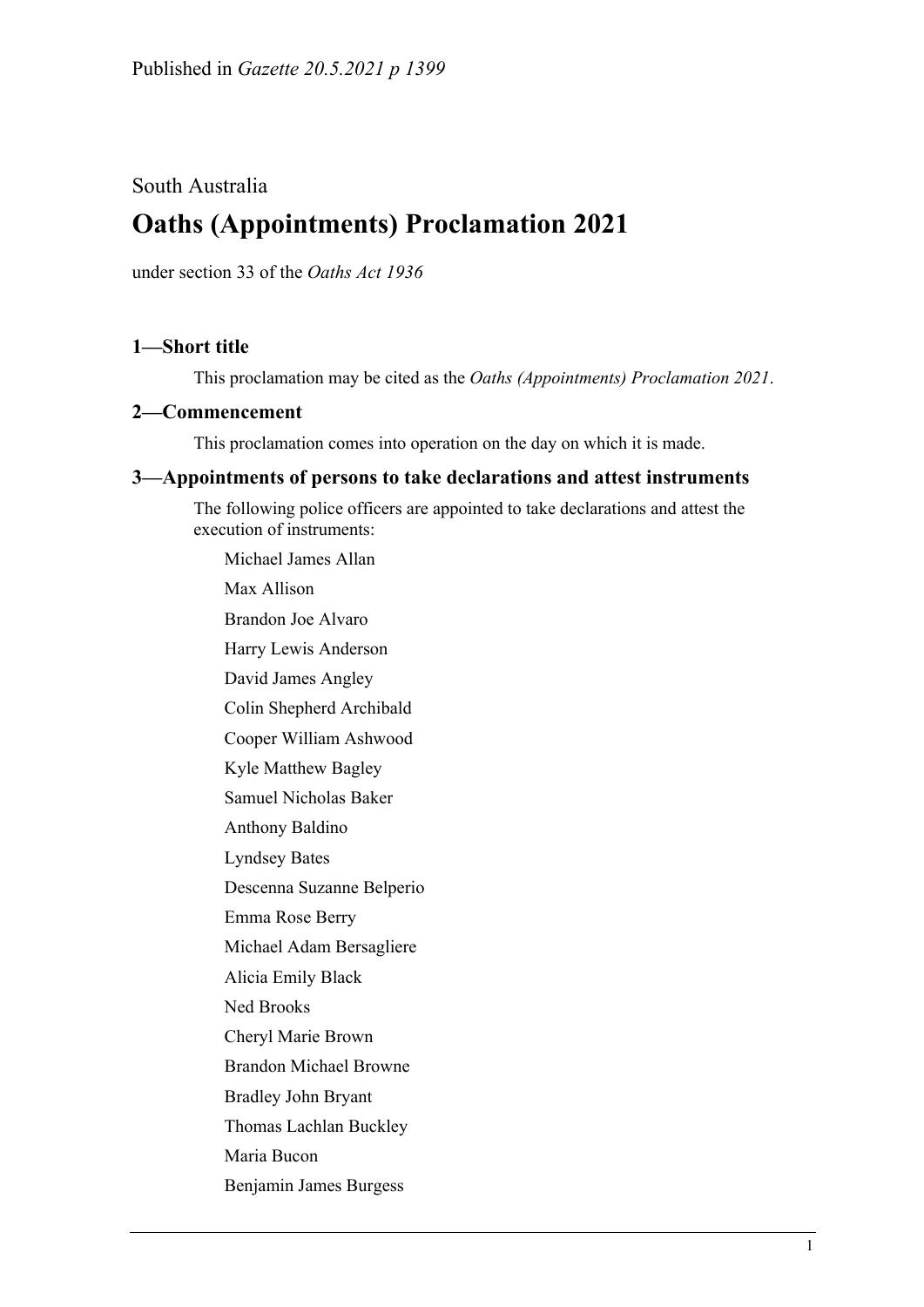Published in *Gazette 20.5.2021 p 1399*

South Australia

# Oaths (Appointments) Proclamation 2021

under section 33 of the *Oaths Act 1936*

## 1—Short title

This proclamation may be cited as the *Oaths (Appointments) Proclamation 2021*.

## 2—Commencement

This proclamation comes into operation on the day on which it is made.

## 3—Appointments of persons to take declarations and attest instruments

The following police officers are appointed to take declarations and attest the execution of instruments:

Michael James Allan

Max Allison

Brandon Joe Alvaro

Harry Lewis Anderson

David James Angley

Colin Shepherd Archibald

Cooper William Ashwood

Kyle Matthew Bagley

Samuel Nicholas Baker

Anthony Baldino

Lyndsey Bates

Descenna Suzanne Belperio

Emma Rose Berry

Michael Adam Bersagliere

Alicia Emily Black

Ned Brooks

Cheryl Marie Brown

Brandon Michael Browne

Bradley John Bryant

Thomas Lachlan Buckley

Maria Bucon

Benjamin James Burgess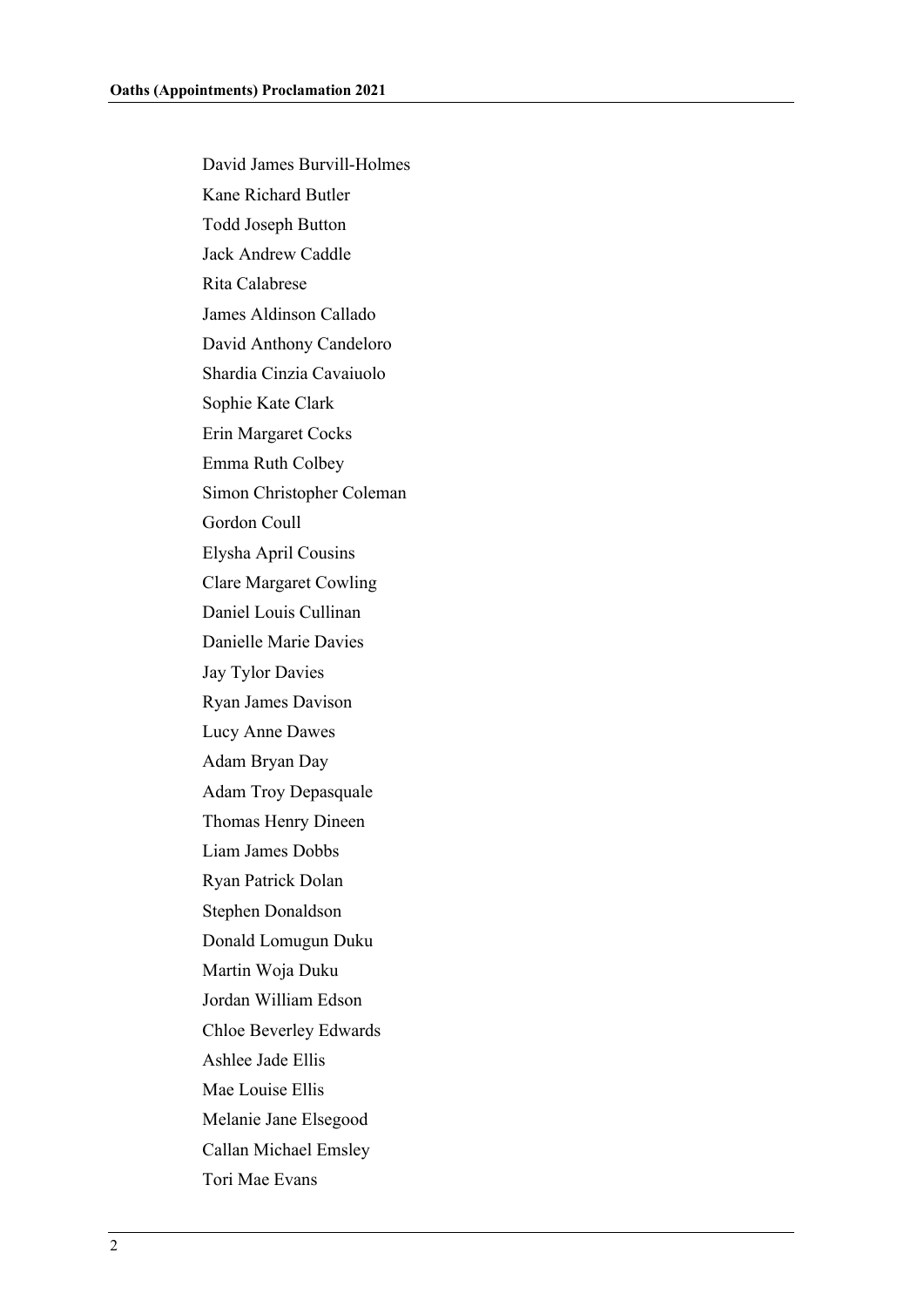David James Burvill-Holmes

Kane Richard Butler

Todd Joseph Button

Jack Andrew Caddle

Rita Calabrese

James Aldinson Callado

David Anthony Candeloro

Shardia Cinzia Cavaiuolo

Sophie Kate Clark

Erin Margaret Cocks

Emma Ruth Colbey

Simon Christopher Coleman

Gordon Coull

Elysha April Cousins

Clare Margaret Cowling

Daniel Louis Cullinan

Danielle Marie Davies

Jay Tylor Davies

Ryan James Davison

Lucy Anne Dawes

Adam Bryan Day

Adam Troy Depasquale

Thomas Henry Dineen

Liam James Dobbs

Ryan Patrick Dolan

Stephen Donaldson

Donald Lomugun Duku

Martin Woja Duku

Jordan William Edson

Chloe Beverley Edwards

Ashlee Jade Ellis

Mae Louise Ellis

Melanie Jane Elsegood

Callan Michael Emsley

Tori Mae Evans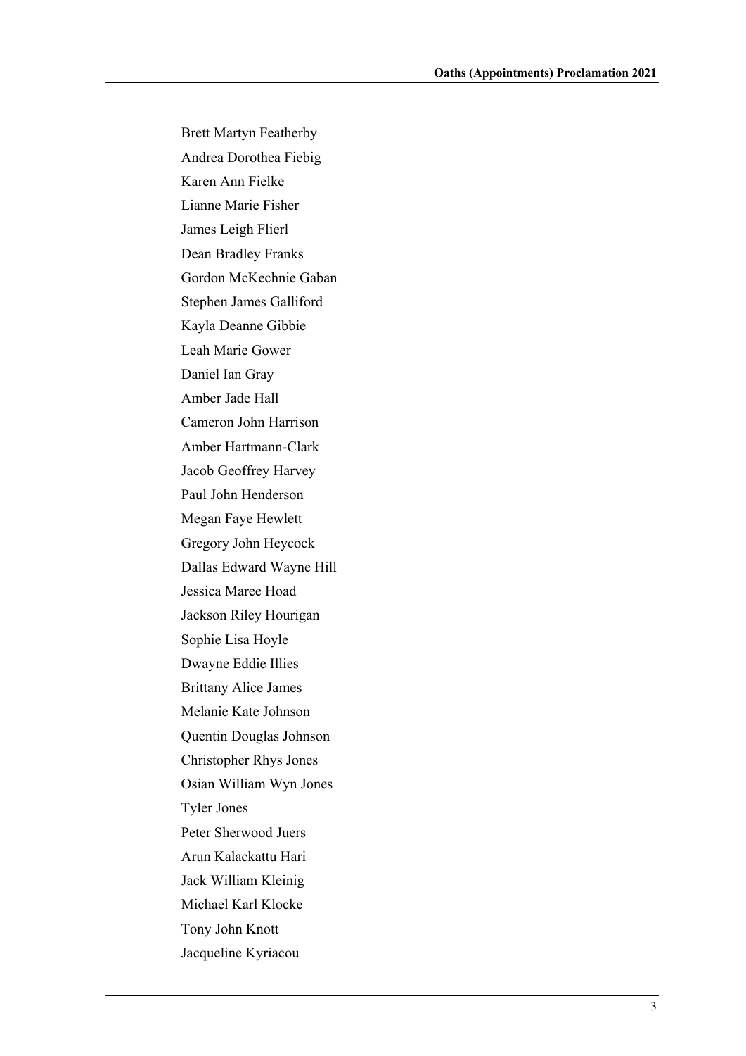Brett Martyn Featherby

Andrea Dorothea Fiebig

Karen Ann Fielke

Lianne Marie Fisher

James Leigh Flierl

Dean Bradley Franks

Gordon McKechnie Gaban

Stephen James Galliford

Kayla Deanne Gibbie

Leah Marie Gower

Daniel Ian Gray

Amber Jade Hall

Cameron John Harrison

Amber Hartmann-Clark

Jacob Geoffrey Harvey

Paul John Henderson

Megan Faye Hewlett

Gregory John Heycock

Dallas Edward Wayne Hill

Jessica Maree Hoad

Jackson Riley Hourigan

Sophie Lisa Hoyle

Dwayne Eddie Illies

Brittany Alice James

Melanie Kate Johnson

Quentin Douglas Johnson

Christopher Rhys Jones

Osian William Wyn Jones

Tyler Jones

Peter Sherwood Juers

Arun Kalackattu Hari

Jack William Kleinig

Michael Karl Klocke

Tony John Knott

Jacqueline Kyriacou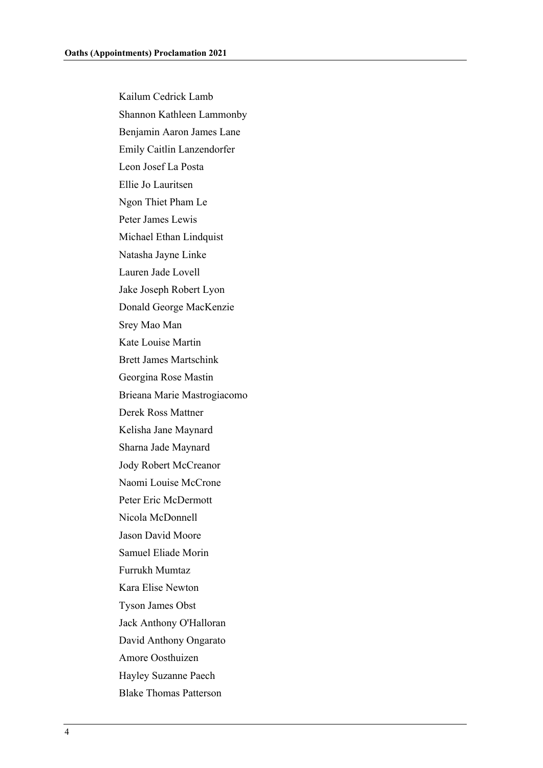Kailum Cedrick Lamb

Shannon Kathleen Lammonby

Benjamin Aaron James Lane

Emily Caitlin Lanzendorfer

Leon Josef La Posta

Ellie Jo Lauritsen

Ngon Thiet Pham Le

Peter James Lewis

Michael Ethan Lindquist

Natasha Jayne Linke

Lauren Jade Lovell

Jake Joseph Robert Lyon

Donald George MacKenzie

Srey Mao Man

Kate Louise Martin

Brett James Martschink

Georgina Rose Mastin

Brieana Marie Mastrogiacomo

Derek Ross Mattner

Kelisha Jane Maynard

Sharna Jade Maynard

Jody Robert McCreanor

Naomi Louise McCrone

Peter Eric McDermott

Nicola McDonnell

Jason David Moore

Samuel Eliade Morin

Furrukh Mumtaz

Kara Elise Newton

Tyson James Obst

Jack Anthony O'Halloran

David Anthony Ongarato

Amore Oosthuizen

Hayley Suzanne Paech

Blake Thomas Patterson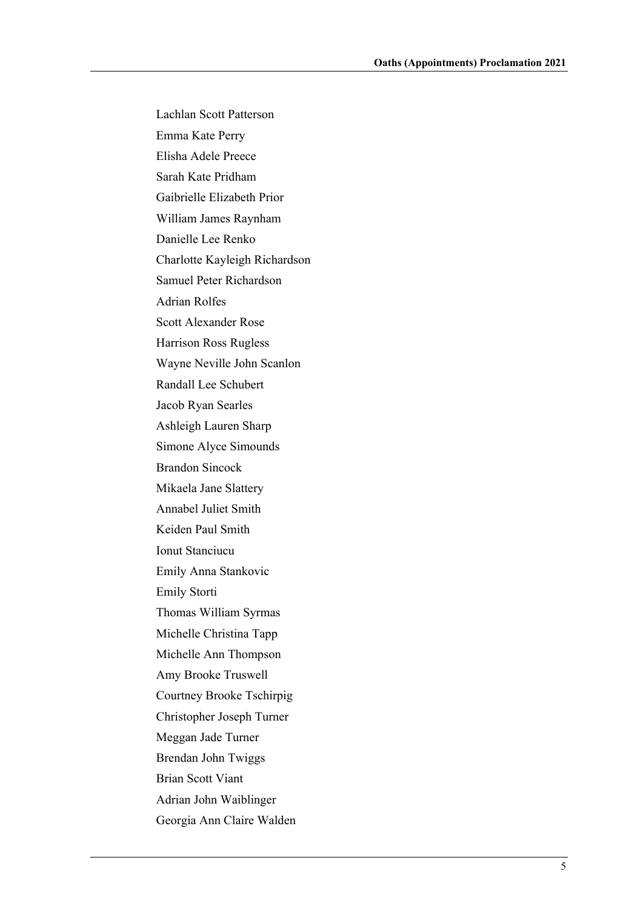Lachlan Scott Patterson

Emma Kate Perry

Elisha Adele Preece

Sarah Kate Pridham

Gaibrielle Elizabeth Prior

William James Raynham

Danielle Lee Renko

Charlotte Kayleigh Richardson

Samuel Peter Richardson

Adrian Rolfes

Scott Alexander Rose

Harrison Ross Rugless

Wayne Neville John Scanlon

Randall Lee Schubert

Jacob Ryan Searles

Ashleigh Lauren Sharp

Simone Alyce Simounds

Brandon Sincock

Mikaela Jane Slattery

Annabel Juliet Smith

Keiden Paul Smith

Ionut Stanciucu

Emily Anna Stankovic

Emily Storti

Thomas William Syrmas

Michelle Christina Tapp

Michelle Ann Thompson

Amy Brooke Truswell

Courtney Brooke Tschirpig

Christopher Joseph Turner

Meggan Jade Turner

Brendan John Twiggs

Brian Scott Viant

Adrian John Waiblinger

Georgia Ann Claire Walden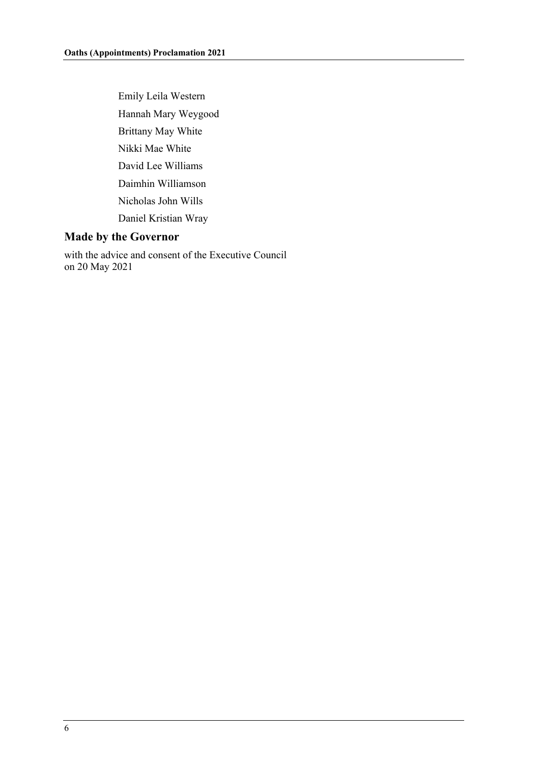Emily Leila Western

Hannah Mary Weygood

Brittany May White

Nikki Mae White

David Lee Williams

Daimhin Williamson

Nicholas John Wills

Daniel Kristian Wray

## Made by the Governor

with the advice and consent of the Executive Council
on 20 May 2021